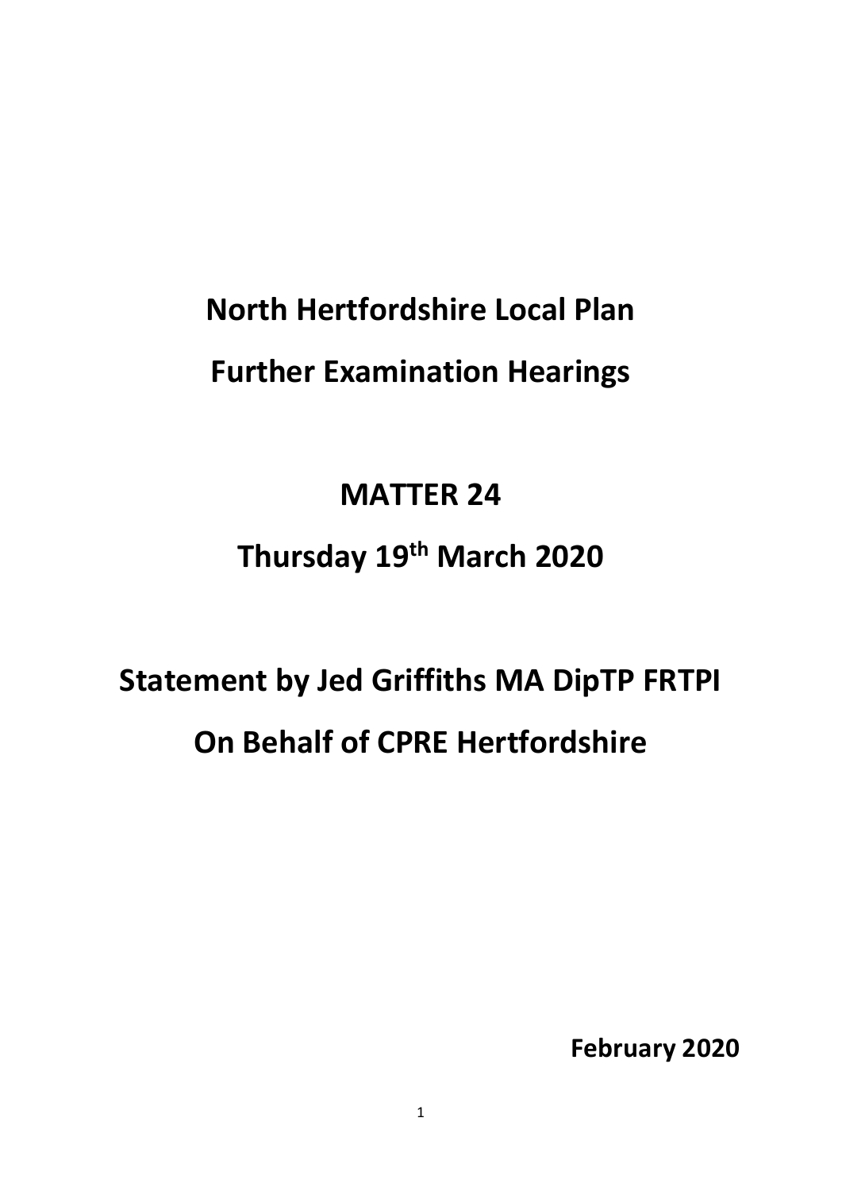# North Hertfordshire Local Plan

# Further Examination Hearings

# MATTER 24

# Thursday 19th March 2020

# Statement by Jed Griffiths MA DipTP FRTPI

# On Behalf of CPRE Hertfordshire

**February 2020**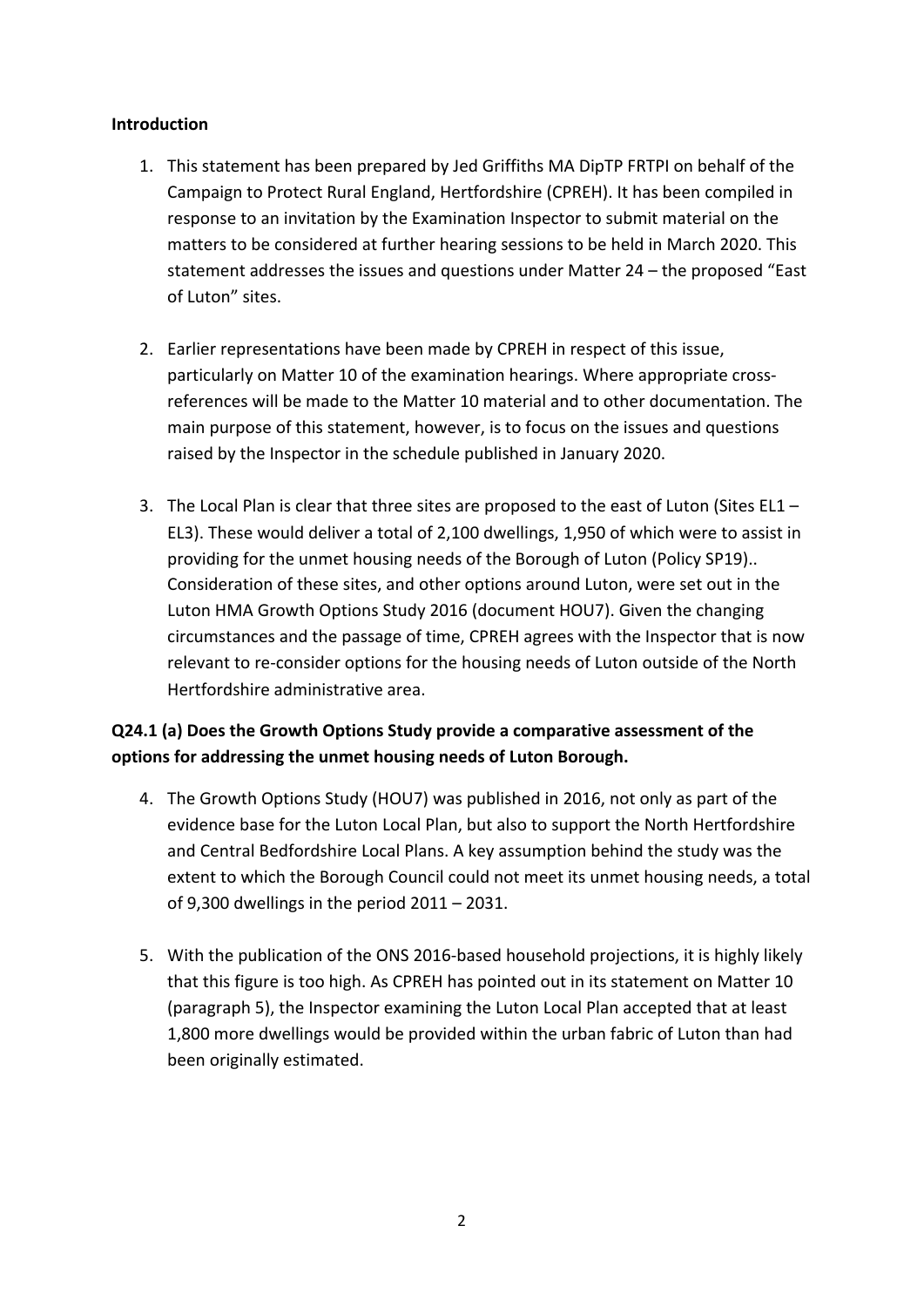**Introduction**

1. This statement has been prepared by Jed Griffiths MA DipTP FRTPI on behalf of the Campaign to Protect Rural England, Hertfordshire (CPREH). It has been compiled in response to an invitation by the Examination Inspector to submit material on the matters to be considered at further hearing sessions to be held in March 2020. This statement addresses the issues and questions under Matter 24 – the proposed "East of Luton" sites.

2. Earlier representations have been made by CPREH in respect of this issue, particularly on Matter 10 of the examination hearings. Where appropriate cross-references will be made to the Matter 10 material and to other documentation. The main purpose of this statement, however, is to focus on the issues and questions raised by the Inspector in the schedule published in January 2020.

3. The Local Plan is clear that three sites are proposed to the east of Luton (Sites EL1 – EL3). These would deliver a total of 2,100 dwellings, 1,950 of which were to assist in providing for the unmet housing needs of the Borough of Luton (Policy SP19).. Consideration of these sites, and other options around Luton, were set out in the Luton HMA Growth Options Study 2016 (document HOU7). Given the changing circumstances and the passage of time, CPREH agrees with the Inspector that is now relevant to re-consider options for the housing needs of Luton outside of the North Hertfordshire administrative area.

**Q24.1 (a) Does the Growth Options Study provide a comparative assessment of the options for addressing the unmet housing needs of Luton Borough.**

4. The Growth Options Study (HOU7) was published in 2016, not only as part of the evidence base for the Luton Local Plan, but also to support the North Hertfordshire and Central Bedfordshire Local Plans. A key assumption behind the study was the extent to which the Borough Council could not meet its unmet housing needs, a total of 9,300 dwellings in the period 2011 – 2031.

5. With the publication of the ONS 2016-based household projections, it is highly likely that this figure is too high. As CPREH has pointed out in its statement on Matter 10 (paragraph 5), the Inspector examining the Luton Local Plan accepted that at least 1,800 more dwellings would be provided within the urban fabric of Luton than had been originally estimated.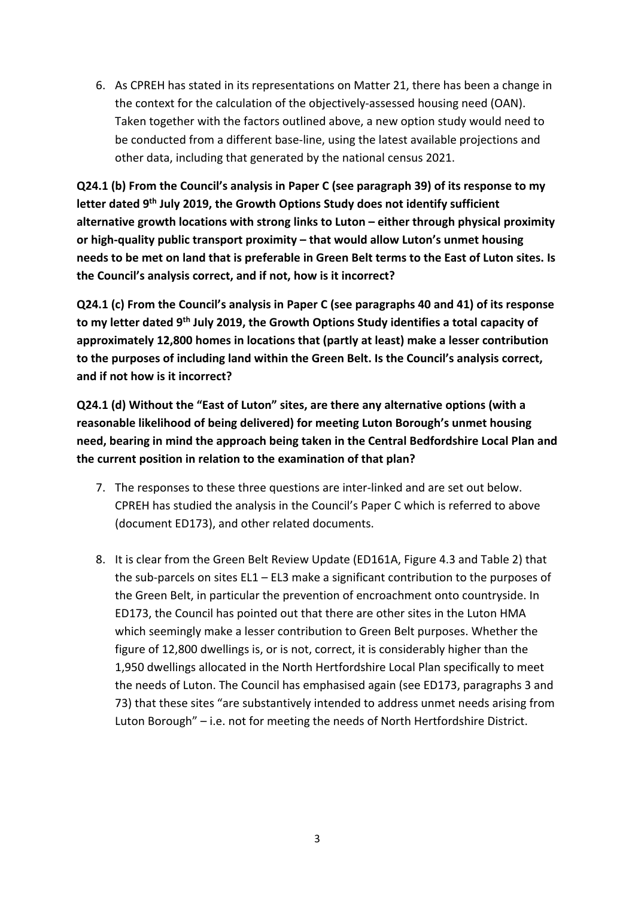6. As CPREH has stated in its representations on Matter 21, there has been a change in the context for the calculation of the objectively-assessed housing need (OAN). Taken together with the factors outlined above, a new option study would need to be conducted from a different base-line, using the latest available projections and other data, including that generated by the national census 2021.

**Q24.1 (b) From the Council's analysis in Paper C (see paragraph 39) of its response to my letter dated 9th July 2019, the Growth Options Study does not identify sufficient alternative growth locations with strong links to Luton – either through physical proximity or high-quality public transport proximity – that would allow Luton's unmet housing needs to be met on land that is preferable in Green Belt terms to the East of Luton sites. Is the Council's analysis correct, and if not, how is it incorrect?**

**Q24.1 (c) From the Council's analysis in Paper C (see paragraphs 40 and 41) of its response to my letter dated 9th July 2019, the Growth Options Study identifies a total capacity of approximately 12,800 homes in locations that (partly at least) make a lesser contribution to the purposes of including land within the Green Belt. Is the Council's analysis correct, and if not how is it incorrect?**

**Q24.1 (d) Without the "East of Luton" sites, are there any alternative options (with a reasonable likelihood of being delivered) for meeting Luton Borough's unmet housing need, bearing in mind the approach being taken in the Central Bedfordshire Local Plan and the current position in relation to the examination of that plan?**

7. The responses to these three questions are inter-linked and are set out below. CPREH has studied the analysis in the Council's Paper C which is referred to above (document ED173), and other related documents.

8. It is clear from the Green Belt Review Update (ED161A, Figure 4.3 and Table 2) that the sub-parcels on sites EL1 – EL3 make a significant contribution to the purposes of the Green Belt, in particular the prevention of encroachment onto countryside. In ED173, the Council has pointed out that there are other sites in the Luton HMA which seemingly make a lesser contribution to Green Belt purposes. Whether the figure of 12,800 dwellings is, or is not, correct, it is considerably higher than the 1,950 dwellings allocated in the North Hertfordshire Local Plan specifically to meet the needs of Luton. The Council has emphasised again (see ED173, paragraphs 3 and 73) that these sites "are substantively intended to address unmet needs arising from Luton Borough" – i.e. not for meeting the needs of North Hertfordshire District.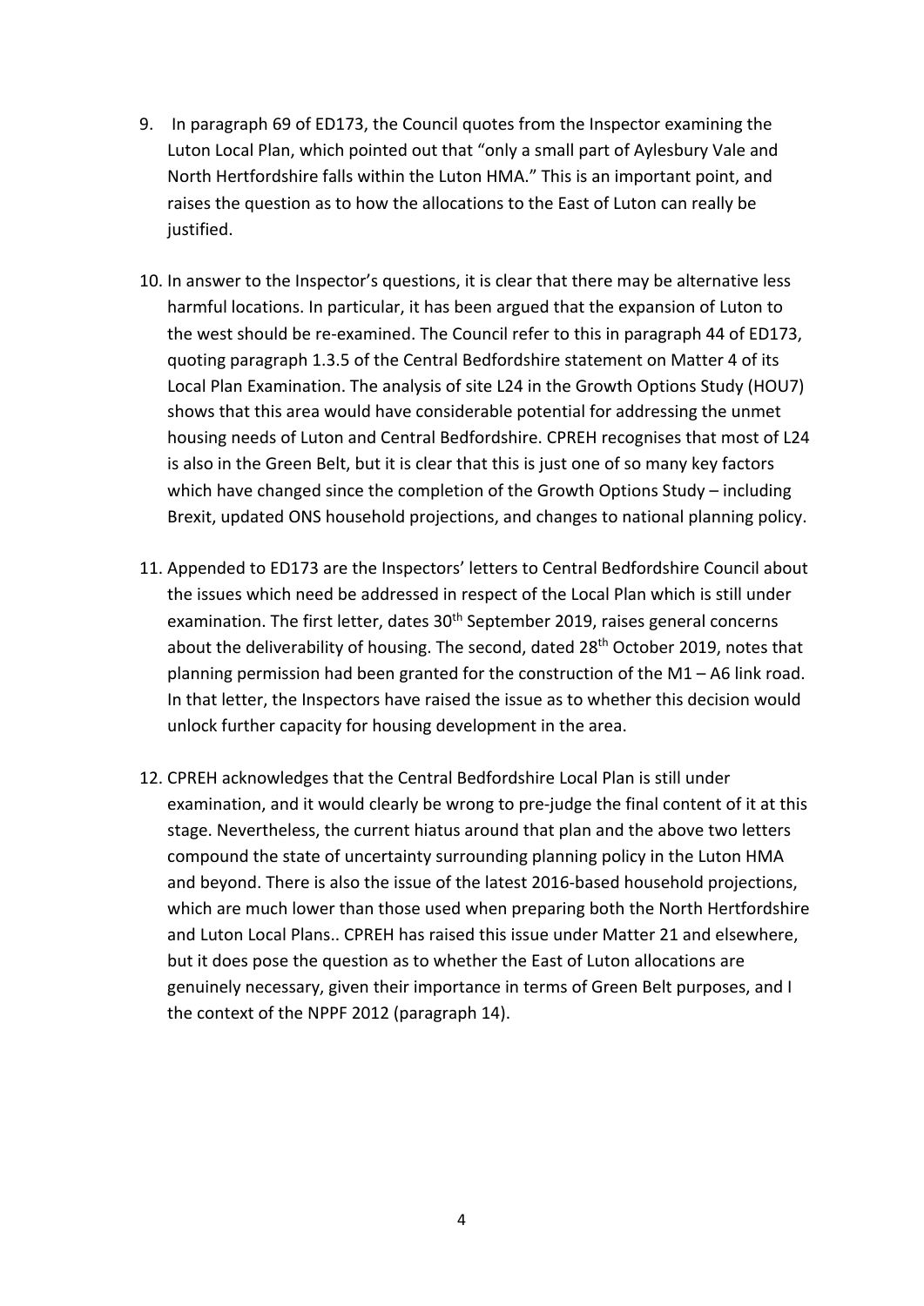9. In paragraph 69 of ED173, the Council quotes from the Inspector examining the Luton Local Plan, which pointed out that "only a small part of Aylesbury Vale and North Hertfordshire falls within the Luton HMA." This is an important point, and raises the question as to how the allocations to the East of Luton can really be justified.

10. In answer to the Inspector's questions, it is clear that there may be alternative less harmful locations. In particular, it has been argued that the expansion of Luton to the west should be re-examined. The Council refer to this in paragraph 44 of ED173, quoting paragraph 1.3.5 of the Central Bedfordshire statement on Matter 4 of its Local Plan Examination. The analysis of site L24 in the Growth Options Study (HOU7) shows that this area would have considerable potential for addressing the unmet housing needs of Luton and Central Bedfordshire. CPREH recognises that most of L24 is also in the Green Belt, but it is clear that this is just one of so many key factors which have changed since the completion of the Growth Options Study – including Brexit, updated ONS household projections, and changes to national planning policy.

11. Appended to ED173 are the Inspectors' letters to Central Bedfordshire Council about the issues which need be addressed in respect of the Local Plan which is still under examination. The first letter, dates 30th September 2019, raises general concerns about the deliverability of housing. The second, dated 28th October 2019, notes that planning permission had been granted for the construction of the M1 – A6 link road. In that letter, the Inspectors have raised the issue as to whether this decision would unlock further capacity for housing development in the area.

12. CPREH acknowledges that the Central Bedfordshire Local Plan is still under examination, and it would clearly be wrong to pre-judge the final content of it at this stage. Nevertheless, the current hiatus around that plan and the above two letters compound the state of uncertainty surrounding planning policy in the Luton HMA and beyond. There is also the issue of the latest 2016-based household projections, which are much lower than those used when preparing both the North Hertfordshire and Luton Local Plans.. CPREH has raised this issue under Matter 21 and elsewhere, but it does pose the question as to whether the East of Luton allocations are genuinely necessary, given their importance in terms of Green Belt purposes, and I the context of the NPPF 2012 (paragraph 14).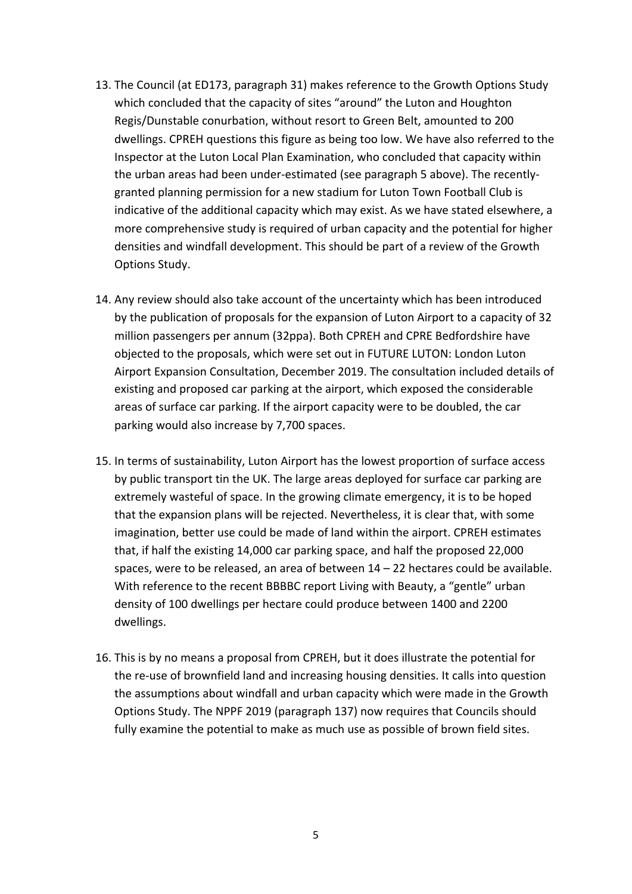13. The Council (at ED173, paragraph 31) makes reference to the Growth Options Study which concluded that the capacity of sites "around" the Luton and Houghton Regis/Dunstable conurbation, without resort to Green Belt, amounted to 200 dwellings. CPREH questions this figure as being too low. We have also referred to the Inspector at the Luton Local Plan Examination, who concluded that capacity within the urban areas had been under-estimated (see paragraph 5 above). The recently-granted planning permission for a new stadium for Luton Town Football Club is indicative of the additional capacity which may exist. As we have stated elsewhere, a more comprehensive study is required of urban capacity and the potential for higher densities and windfall development. This should be part of a review of the Growth Options Study.

14. Any review should also take account of the uncertainty which has been introduced by the publication of proposals for the expansion of Luton Airport to a capacity of 32 million passengers per annum (32ppa). Both CPREH and CPRE Bedfordshire have objected to the proposals, which were set out in FUTURE LUTON: London Luton Airport Expansion Consultation, December 2019. The consultation included details of existing and proposed car parking at the airport, which exposed the considerable areas of surface car parking. If the airport capacity were to be doubled, the car parking would also increase by 7,700 spaces.

15. In terms of sustainability, Luton Airport has the lowest proportion of surface access by public transport tin the UK. The large areas deployed for surface car parking are extremely wasteful of space. In the growing climate emergency, it is to be hoped that the expansion plans will be rejected. Nevertheless, it is clear that, with some imagination, better use could be made of land within the airport. CPREH estimates that, if half the existing 14,000 car parking space, and half the proposed 22,000 spaces, were to be released, an area of between 14 – 22 hectares could be available. With reference to the recent BBBBC report Living with Beauty, a "gentle" urban density of 100 dwellings per hectare could produce between 1400 and 2200 dwellings.

16. This is by no means a proposal from CPREH, but it does illustrate the potential for the re-use of brownfield land and increasing housing densities. It calls into question the assumptions about windfall and urban capacity which were made in the Growth Options Study. The NPPF 2019 (paragraph 137) now requires that Councils should fully examine the potential to make as much use as possible of brown field sites.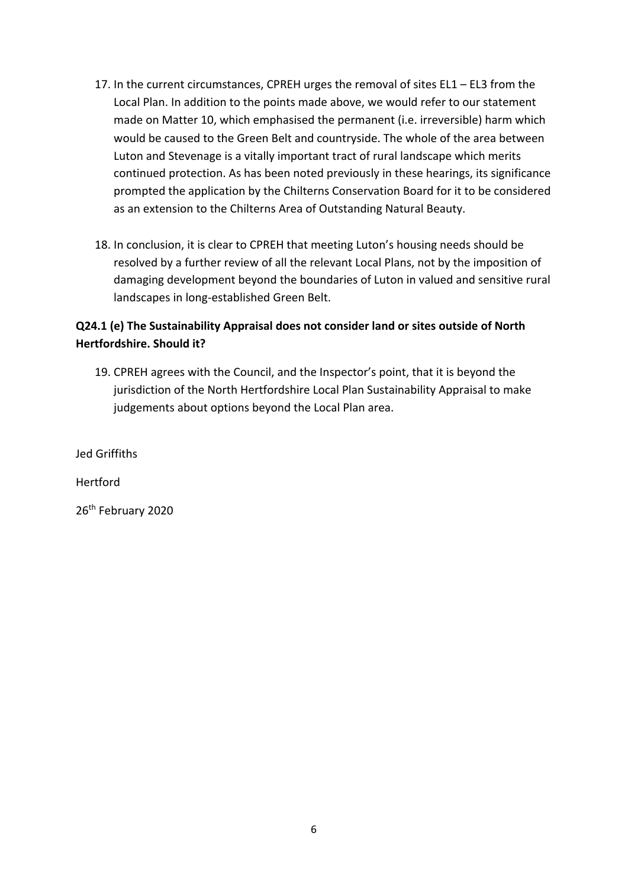17. In the current circumstances, CPREH urges the removal of sites EL1 – EL3 from the Local Plan. In addition to the points made above, we would refer to our statement made on Matter 10, which emphasised the permanent (i.e. irreversible) harm which would be caused to the Green Belt and countryside. The whole of the area between Luton and Stevenage is a vitally important tract of rural landscape which merits continued protection. As has been noted previously in these hearings, its significance prompted the application by the Chilterns Conservation Board for it to be considered as an extension to the Chilterns Area of Outstanding Natural Beauty.

18. In conclusion, it is clear to CPREH that meeting Luton's housing needs should be resolved by a further review of all the relevant Local Plans, not by the imposition of damaging development beyond the boundaries of Luton in valued and sensitive rural landscapes in long-established Green Belt.

**Q24.1 (e) The Sustainability Appraisal does not consider land or sites outside of North Hertfordshire. Should it?**

19. CPREH agrees with the Council, and the Inspector's point, that it is beyond the jurisdiction of the North Hertfordshire Local Plan Sustainability Appraisal to make judgements about options beyond the Local Plan area.

Jed Griffiths

Hertford

26th February 2020